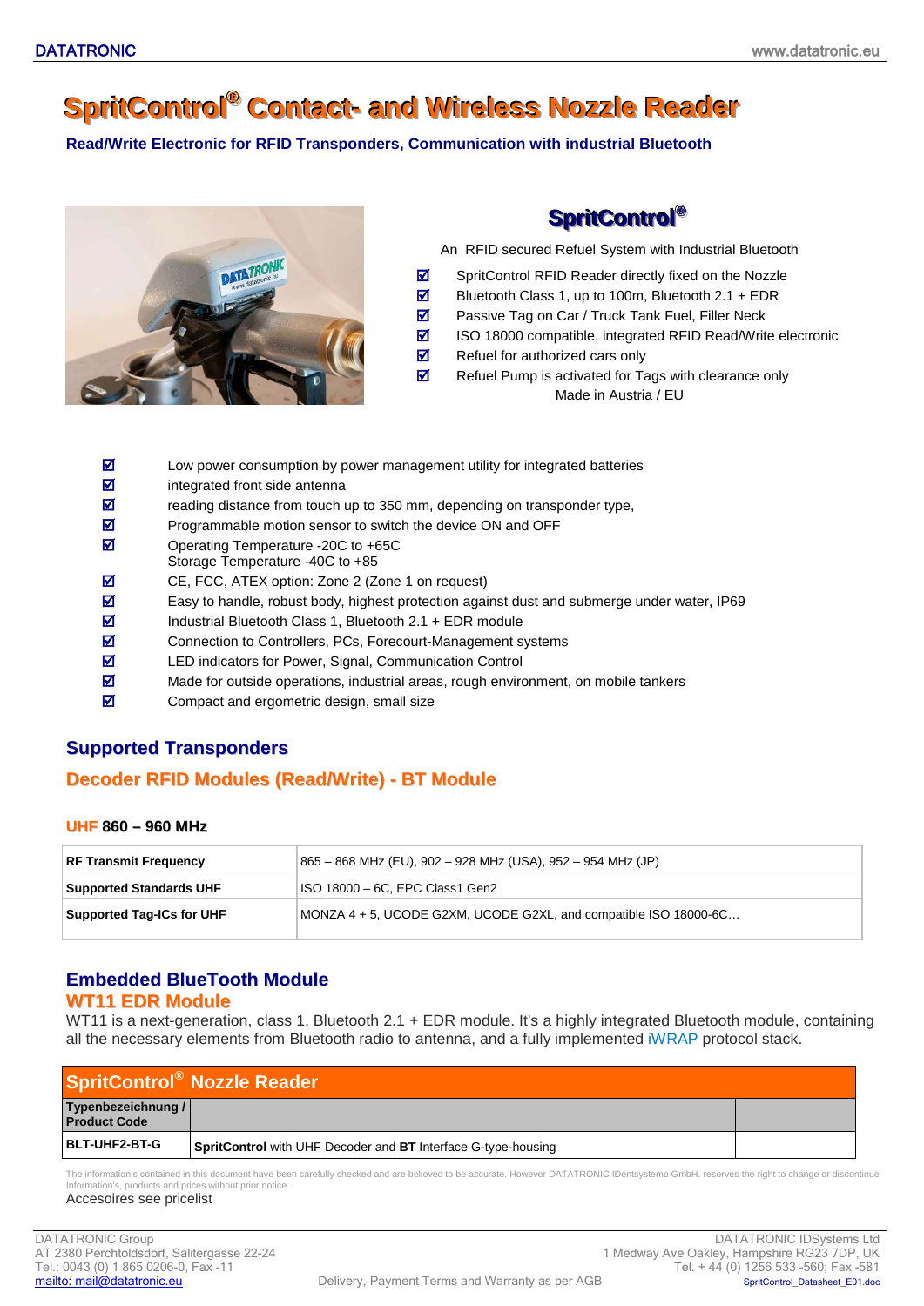# SpritControl® Contact- and Wireless Nozzle Reader

**Read/Write Electronic for RFID Transponders, Communication with industrial Bluetooth**

## SpritControl®

An RFID secured Refuel System with Industrial Bluetooth

- ☑ SpritControl RFID Reader directly fixed on the Nozzle
- ☑ Bluetooth Class 1, up to 100m, Bluetooth 2.1 + EDR
- ☑ Passive Tag on Car / Truck Tank Fuel, Filler Neck
- ☑ ISO 18000 compatible, integrated RFID Read/Write electronic
- ☑ Refuel for authorized cars only
- ☑ Refuel Pump is activated for Tags with clearance only

Made in Austria / EU

- ☑ Low power consumption by power management utility for integrated batteries
- ☑ integrated front side antenna
- ☑ reading distance from touch up to 350 mm, depending on transponder type,
- ☑ Programmable motion sensor to switch the device ON and OFF
- ☑ Operating Temperature -20C to +65C
  Storage Temperature -40C to +85
- ☑ CE, FCC, ATEX option: Zone 2 (Zone 1 on request)
- ☑ Easy to handle, robust body, highest protection against dust and submerge under water, IP69
- ☑ Industrial Bluetooth Class 1, Bluetooth 2.1 + EDR module
- ☑ Connection to Controllers, PCs, Forecourt-Management systems
- ☑ LED indicators for Power, Signal, Communication Control
- ☑ Made for outside operations, industrial areas, rough environment, on mobile tankers
- ☑ Compact and ergometric design, small size

## Supported Transponders

## Decoder RFID Modules (Read/Write) - BT Module

### UHF 860 – 960 MHz

| | |
|---|---|
| **RF Transmit Frequency** | 865 – 868 MHz (EU), 902 – 928 MHz (USA), 952 – 954 MHz (JP) |
| **Supported Standards UHF** | ISO 18000 – 6C, EPC Class1 Gen2 |
| **Supported Tag-ICs for UHF** | MONZA 4 + 5, UCODE G2XM, UCODE G2XL, and compatible ISO 18000-6C… |

## Embedded BlueTooth Module

### WT11 EDR Module

WT11 is a next-generation, class 1, Bluetooth 2.1 + EDR module. It's a highly integrated Bluetooth module, containing all the necessary elements from Bluetooth radio to antenna, and a fully implemented iWRAP protocol stack.

| SpritControl® Nozzle Reader | | |
|---|---|---|
| **Typenbezeichnung / Product Code** | | |
| **BLT-UHF2-BT-G** | **SpritControl** with UHF Decoder and **BT** Interface G-type-housing | |

The information's contained in this document have been carefully checked and are believed to be accurate. However DATATRONIC IDentsysteme GmbH. reserves the right to change or discontinue Information's, products and prices without prior notice.

Accesoires see pricelist

DATATRONIC Group
AT 2380 Perchtoldsdorf, Salitergasse 22-24
Tel.: 0043 (0) 1 865 0206-0, Fax -11
mailto: mail@datatronic.eu

Delivery, Payment Terms and Warranty as per AGB

DATATRONIC IDSystems Ltd
1 Medway Ave Oakley, Hampshire RG23 7DP, UK
Tel. + 44 (0) 1256 533 -560; Fax -581
SpritControl_Datasheet_E01.doc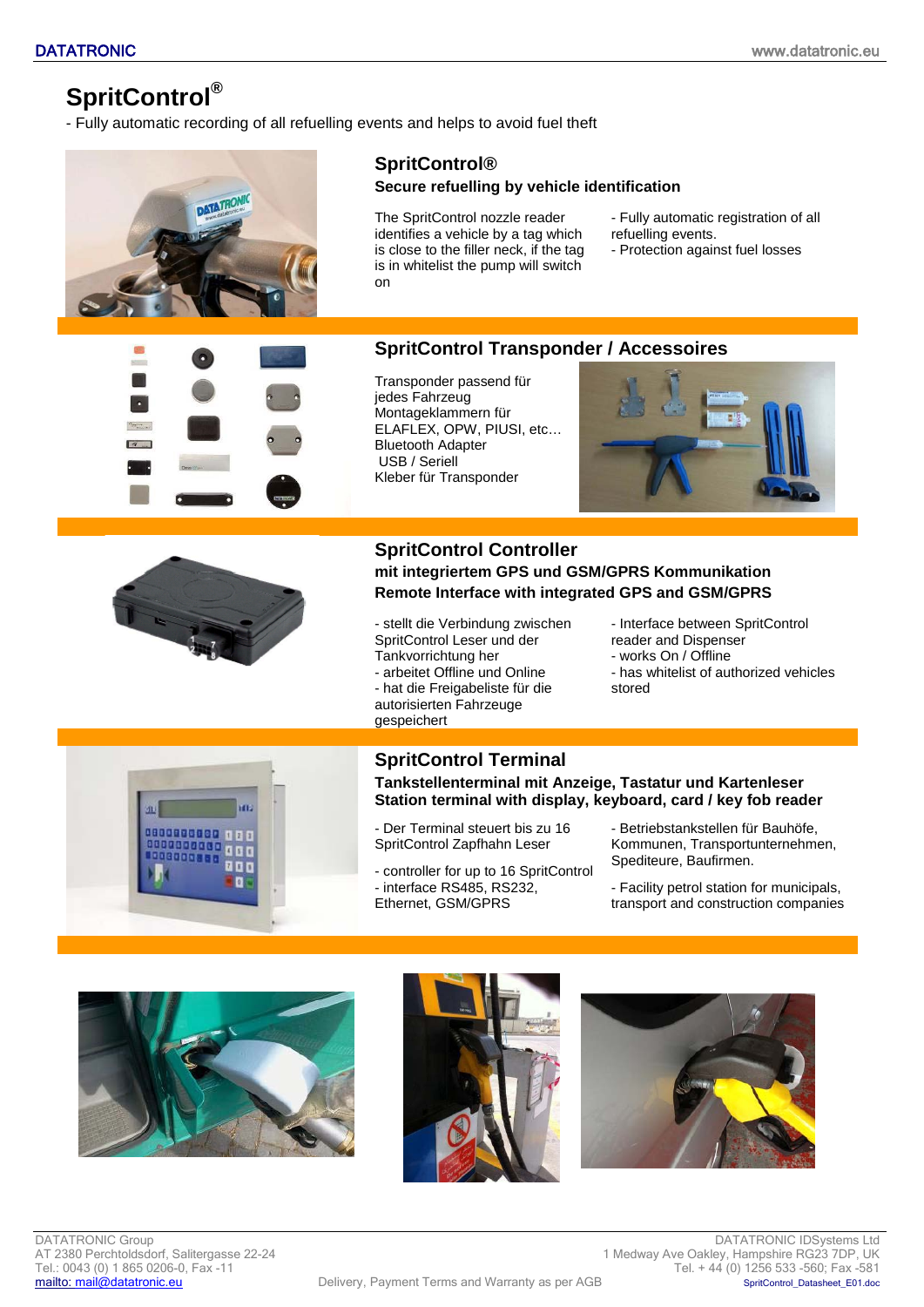# SpritControl®

- Fully automatic recording of all refuelling events and helps to avoid fuel theft

## SpritControl®

**Secure refuelling by vehicle identification**

The SpritControl nozzle reader identifies a vehicle by a tag which is close to the filler neck, if the tag is in whitelist the pump will switch on

- Fully automatic registration of all refuelling events.
- Protection against fuel losses

## SpritControl Transponder / Accessoires

Transponder passend für jedes Fahrzeug
Montageklammern für ELAFLEX, OPW, PIUSI, etc…
Bluetooth Adapter
USB / Seriell
Kleber für Transponder

## SpritControl Controller

**mit integriertem GPS und GSM/GPRS Kommunikation**
**Remote Interface with integrated GPS and GSM/GPRS**

- stellt die Verbindung zwischen SpritControl Leser und der Tankvorrichtung her
- arbeitet Offline und Online
- hat die Freigabeliste für die autorisierten Fahrzeuge gespeichert

- Interface between SpritControl reader and Dispenser
- works On / Offline
- has whitelist of authorized vehicles stored

## SpritControl Terminal

**Tankstellenterminal mit Anzeige, Tastatur und Kartenleser**
**Station terminal with display, keyboard, card / key fob reader**

- Der Terminal steuert bis zu 16 SpritControl Zapfhahn Leser

- controller for up to 16 SpritControl
- interface RS485, RS232, Ethernet, GSM/GPRS

- Betriebstankstellen für Bauhöfe, Kommunen, Transportunternehmen, Spediteure, Baufirmen.

- Facility petrol station for municipals, transport and construction companies

DATATRONIC Group
AT 2380 Perchtoldsdorf, Salitergasse 22-24
Tel.: 0043 (0) 1 865 0206-0, Fax -11
mailto: mail@datatronic.eu

Delivery, Payment Terms and Warranty as per AGB

DATATRONIC IDSystems Ltd
1 Medway Ave Oakley, Hampshire RG23 7DP, UK
Tel. + 44 (0) 1256 533 -560; Fax -581
SpritControl_Datasheet_E01.doc